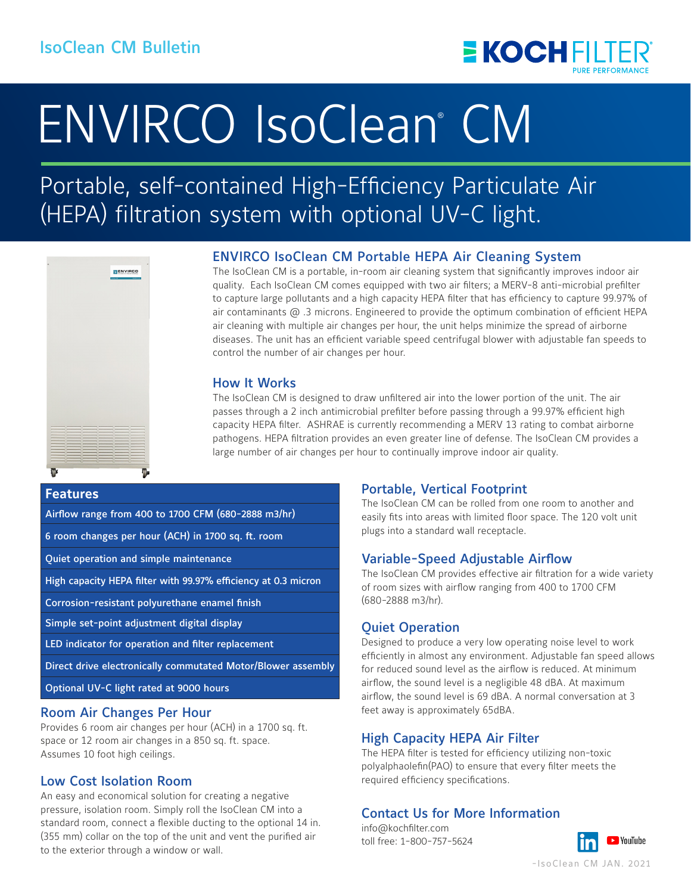IsoClean CM Bulletin

KOCHFILTER
PURE PERFORMANCE

# ENVIRCO IsoClean® CM

Portable, self-contained High-Efficiency Particulate Air (HEPA) filtration system with optional UV-C light.

## ENVIRCO IsoClean CM Portable HEPA Air Cleaning System

The IsoClean CM is a portable, in-room air cleaning system that significantly improves indoor air quality. Each IsoClean CM comes equipped with two air filters; a MERV-8 anti-microbial prefilter to capture large pollutants and a high capacity HEPA filter that has efficiency to capture 99.97% of air contaminants @ .3 microns. Engineered to provide the optimum combination of efficient HEPA air cleaning with multiple air changes per hour, the unit helps minimize the spread of airborne diseases. The unit has an efficient variable speed centrifugal blower with adjustable fan speeds to control the number of air changes per hour.

## How It Works

The IsoClean CM is designed to draw unfiltered air into the lower portion of the unit. The air passes through a 2 inch antimicrobial prefilter before passing through a 99.97% efficient high capacity HEPA filter. ASHRAE is currently recommending a MERV 13 rating to combat airborne pathogens. HEPA filtration provides an even greater line of defense. The IsoClean CM provides a large number of air changes per hour to continually improve indoor air quality.

| Features |
|---|
| Airflow range from 400 to 1700 CFM (680-2888 m3/hr) |
| 6 room changes per hour (ACH) in 1700 sq. ft. room |
| Quiet operation and simple maintenance |
| High capacity HEPA filter with 99.97% efficiency at 0.3 micron |
| Corrosion-resistant polyurethane enamel finish |
| Simple set-point adjustment digital display |
| LED indicator for operation and filter replacement |
| Direct drive electronically commutated Motor/Blower assembly |
| Optional UV-C light rated at 9000 hours |

## Room Air Changes Per Hour

Provides 6 room air changes per hour (ACH) in a 1700 sq. ft. space or 12 room air changes in a 850 sq. ft. space. Assumes 10 foot high ceilings.

## Low Cost Isolation Room

An easy and economical solution for creating a negative pressure, isolation room. Simply roll the IsoClean CM into a standard room, connect a flexible ducting to the optional 14 in. (355 mm) collar on the top of the unit and vent the purified air to the exterior through a window or wall.

## Portable, Vertical Footprint

The IsoClean CM can be rolled from one room to another and easily fits into areas with limited floor space. The 120 volt unit plugs into a standard wall receptacle.

## Variable-Speed Adjustable Airflow

The IsoClean CM provides effective air filtration for a wide variety of room sizes with airflow ranging from 400 to 1700 CFM (680-2888 m3/hr).

## Quiet Operation

Designed to produce a very low operating noise level to work efficiently in almost any environment. Adjustable fan speed allows for reduced sound level as the airflow is reduced. At minimum airflow, the sound level is a negligible 48 dBA. At maximum airflow, the sound level is 69 dBA. A normal conversation at 3 feet away is approximately 65dBA.

## High Capacity HEPA Air Filter

The HEPA filter is tested for efficiency utilizing non-toxic polyalphaolefin(PAO) to ensure that every filter meets the required efficiency specifications.

## Contact Us for More Information

info@kochfilter.com
toll free: 1-800-757-5624

-IsoClean CM JAN. 2021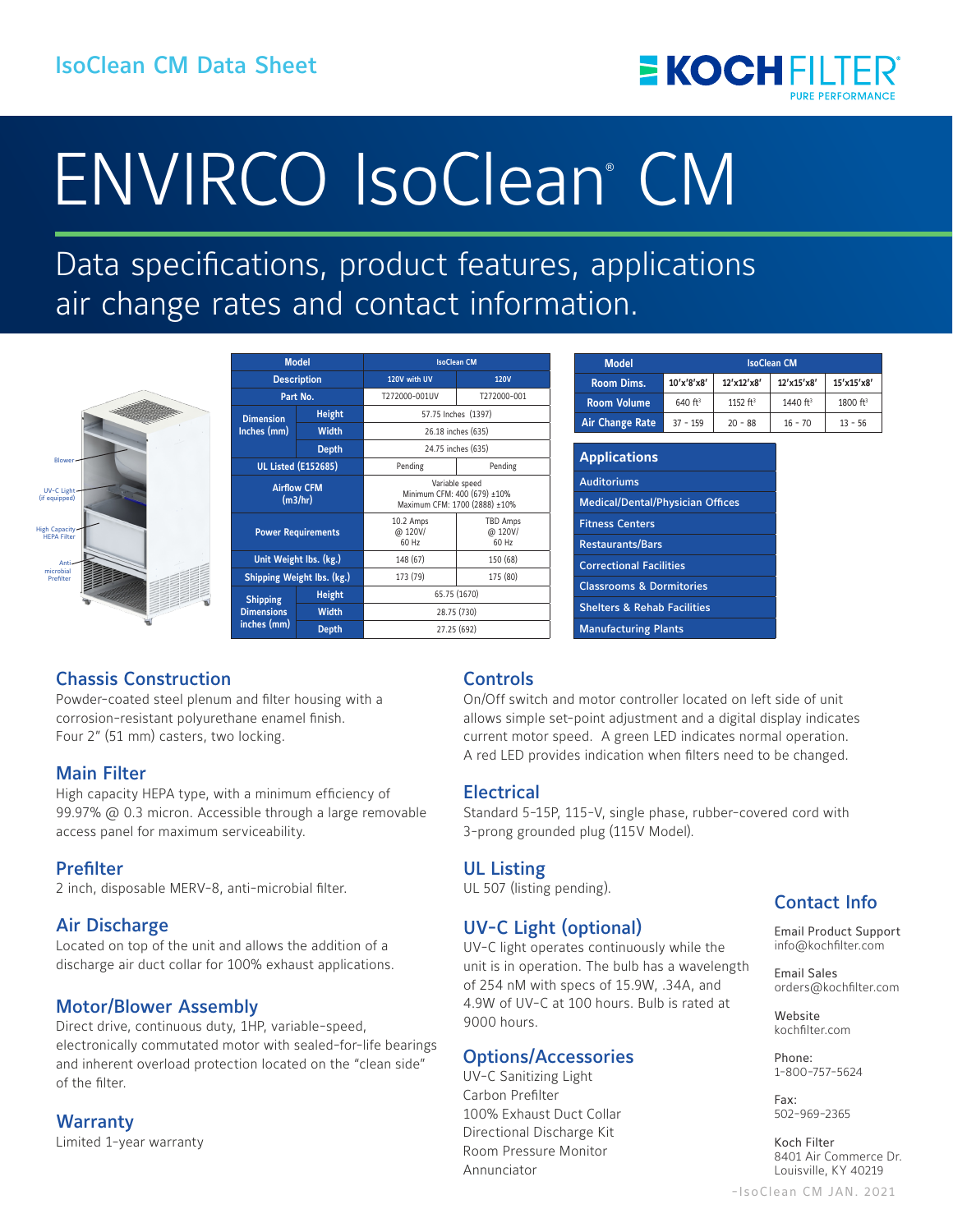IsoClean CM Data Sheet

# ENVIRCO IsoClean® CM

## Data specifications, product features, applications air change rates and contact information.

Blower

UV-C Light (if equipped)

High Capacity HEPA Filter

Anti-microbial Prefilter

| Model | | IsoClean CM | |
|---|---|---|---|
| Description | | 120V with UV | 120V |
| Part No. | | T272000-001UV | T272000-001 |
| Dimension Inches (mm) | Height | 57.75 Inches (1397) | |
| | Width | 26.18 inches (635) | |
| | Depth | 24.75 inches (635) | |
| UL Listed (E152685) | | Pending | Pending |
| Airflow CFM (m3/hr) | | Variable speed Minimum CFM: 400 (679) ±10% Maximum CFM: 1700 (2888) ±10% | |
| Power Requirements | | 10.2 Amps @ 120V/ 60 Hz | TBD Amps @ 120V/ 60 Hz |
| Unit Weight lbs. (kg.) | | 148 (67) | 150 (68) |
| Shipping Weight lbs. (kg.) | | 173 (79) | 175 (80) |
| Shipping Dimensions inches (mm) | Height | 65.75 (1670) | |
| | Width | 28.75 (730) | |
| | Depth | 27.25 (692) | |

| Model | IsoClean CM | | | |
|---|---|---|---|---|
| Room Dims. | 10'x'8'x8' | 12'x12'x8' | 12'x15'x8' | 15'x15'x8' |
| Room Volume | 640 ft³ | 1152 ft³ | 1440 ft³ | 1800 ft³ |
| Air Change Rate | 37 - 159 | 20 - 88 | 16 - 70 | 13 - 56 |

### Applications

- Auditoriums
- Medical/Dental/Physician Offices
- Fitness Centers
- Restaurants/Bars
- Correctional Facilities
- Classrooms & Dormitories
- Shelters & Rehab Facilities
- Manufacturing Plants

### Chassis Construction

Powder-coated steel plenum and filter housing with a corrosion-resistant polyurethane enamel finish. Four 2" (51 mm) casters, two locking.

### Main Filter

High capacity HEPA type, with a minimum efficiency of 99.97% @ 0.3 micron. Accessible through a large removable access panel for maximum serviceability.

### Prefilter

2 inch, disposable MERV-8, anti-microbial filter.

### Air Discharge

Located on top of the unit and allows the addition of a discharge air duct collar for 100% exhaust applications.

### Motor/Blower Assembly

Direct drive, continuous duty, 1HP, variable-speed, electronically commutated motor with sealed-for-life bearings and inherent overload protection located on the "clean side" of the filter.

### Warranty

Limited 1-year warranty

### Controls

On/Off switch and motor controller located on left side of unit allows simple set-point adjustment and a digital display indicates current motor speed. A green LED indicates normal operation. A red LED provides indication when filters need to be changed.

### Electrical

Standard 5-15P, 115-V, single phase, rubber-covered cord with 3-prong grounded plug (115V Model).

### UL Listing

UL 507 (listing pending).

### UV-C Light (optional)

UV-C light operates continuously while the unit is in operation. The bulb has a wavelength of 254 nM with specs of 15.9W, .34A, and 4.9W of UV-C at 100 hours. Bulb is rated at 9000 hours.

### Options/Accessories

UV-C Sanitizing Light
Carbon Prefilter
100% Exhaust Duct Collar
Directional Discharge Kit
Room Pressure Monitor
Annunciator

### Contact Info

Email Product Support
info@kochfilter.com

Email Sales
orders@kochfilter.com

Website
kochfilter.com

Phone:
1-800-757-5624

Fax:
502-969-2365

Koch Filter
8401 Air Commerce Dr.
Louisville, KY 40219

-IsoClean CM JAN. 2021